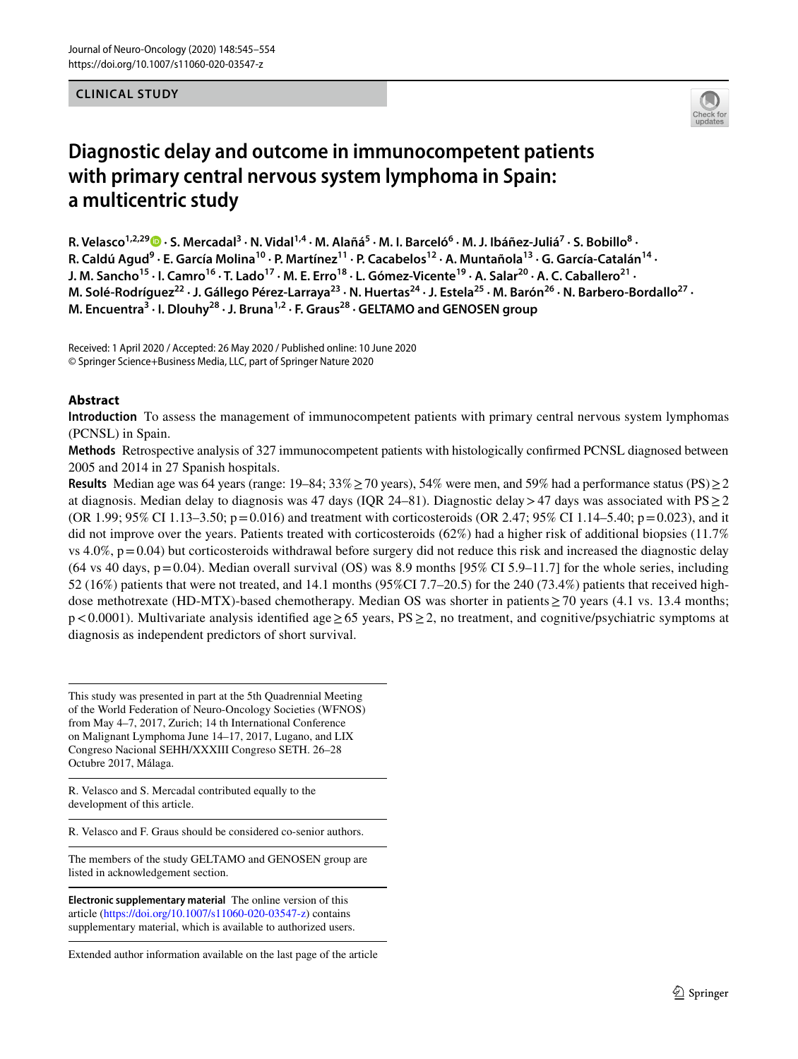CLINICAL STUDY

# Diagnostic delay and outcome in immunocompetent patients with primary central nervous system lymphoma in Spain: a multicentric study

R. Velasco[1,2,29] · S. Mercadal[3] · N. Vidal[1,4] · M. Alañá[5] · M. I. Barceló[6] · M. J. Ibáñez‑Juliá[7] · S. Bobillo[8] · R. Caldú Agud[9] · E. García Molina[10] · P. Martínez[11] · P. Cacabelos[12] · A. Muntañola[13] · G. García‑Catalán[14] · J. M. Sancho[15] · I. Camro[16] · T. Lado[17] · M. E. Erro[18] · L. Gómez‑Vicente[19] · A. Salar[20] · A. C. Caballero[21] · M. Solé‑Rodríguez[22] · J. Gállego Pérez‑Larraya[23] · N. Huertas[24] · J. Estela[25] · M. Barón[26] · N. Barbero‑Bordallo[27] · M. Encuentra[3] · I. Dlouhy[28] · J. Bruna[1,2] · F. Graus[28] · GELTAMO and GENOSEN group

Received: 1 April 2020 / Accepted: 26 May 2020 / Published online: 10 June 2020
© Springer Science+Business Media, LLC, part of Springer Nature 2020

## Abstract

**Introduction** To assess the management of immunocompetent patients with primary central nervous system lymphomas (PCNSL) in Spain.

**Methods** Retrospective analysis of 327 immunocompetent patients with histologically confirmed PCNSL diagnosed between 2005 and 2014 in 27 Spanish hospitals.

**Results** Median age was 64 years (range: 19–84; 33% ≥ 70 years), 54% were men, and 59% had a performance status (PS) ≥ 2 at diagnosis. Median delay to diagnosis was 47 days (IQR 24–81). Diagnostic delay > 47 days was associated with PS ≥ 2 (OR 1.99; 95% CI 1.13–3.50; p = 0.016) and treatment with corticosteroids (OR 2.47; 95% CI 1.14–5.40; p = 0.023), and it did not improve over the years. Patients treated with corticosteroids (62%) had a higher risk of additional biopsies (11.7% vs 4.0%, p = 0.04) but corticosteroids withdrawal before surgery did not reduce this risk and increased the diagnostic delay (64 vs 40 days, p = 0.04). Median overall survival (OS) was 8.9 months [95% CI 5.9–11.7] for the whole series, including 52 (16%) patients that were not treated, and 14.1 months (95%CI 7.7–20.5) for the 240 (73.4%) patients that received high-dose methotrexate (HD-MTX)-based chemotherapy. Median OS was shorter in patients ≥ 70 years (4.1 vs. 13.4 months; p < 0.0001). Multivariate analysis identified age ≥ 65 years, PS ≥ 2, no treatment, and cognitive/psychiatric symptoms at diagnosis as independent predictors of short survival.

This study was presented in part at the 5th Quadrennial Meeting of the World Federation of Neuro-Oncology Societies (WFNOS) from May 4–7, 2017, Zurich; 14 th International Conference on Malignant Lymphoma June 14–17, 2017, Lugano, and LIX Congreso Nacional SEHH/XXXIII Congreso SETH. 26–28 Octubre 2017, Málaga.

R. Velasco and S. Mercadal contributed equally to the development of this article.

R. Velasco and F. Graus should be considered co-senior authors.

The members of the study GELTAMO and GENOSEN group are listed in acknowledgement section.

**Electronic supplementary material** The online version of this article (https://doi.org/10.1007/s11060-020-03547-z) contains supplementary material, which is available to authorized users.

Extended author information available on the last page of the article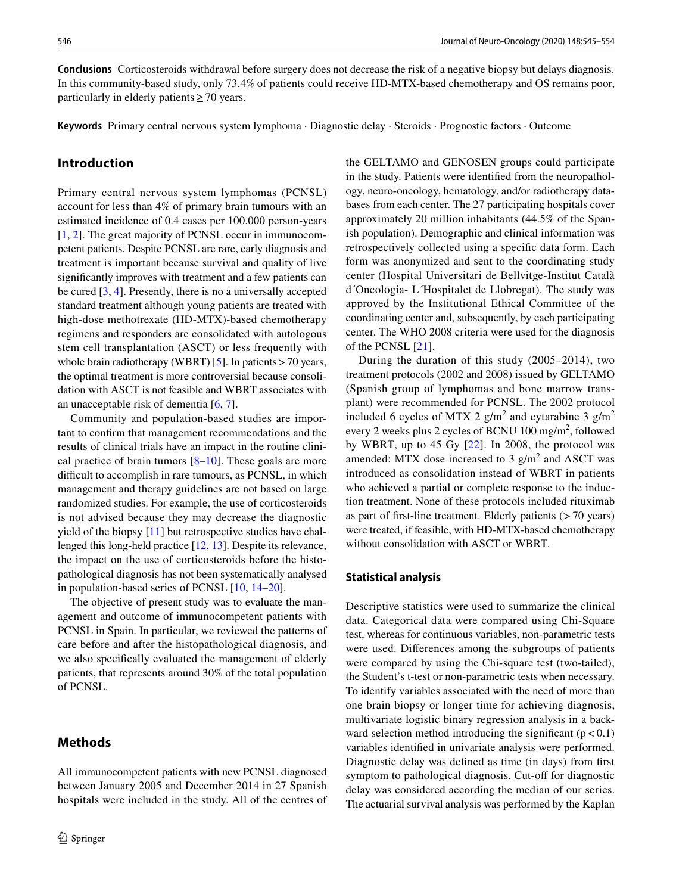**Conclusions** Corticosteroids withdrawal before surgery does not decrease the risk of a negative biopsy but delays diagnosis. In this community-based study, only 73.4% of patients could receive HD-MTX-based chemotherapy and OS remains poor, particularly in elderly patients ≥ 70 years.

**Keywords** Primary central nervous system lymphoma · Diagnostic delay · Steroids · Prognostic factors · Outcome

## Introduction

Primary central nervous system lymphomas (PCNSL) account for less than 4% of primary brain tumours with an estimated incidence of 0.4 cases per 100.000 person-years [1, 2]. The great majority of PCNSL occur in immunocompetent patients. Despite PCNSL are rare, early diagnosis and treatment is important because survival and quality of live significantly improves with treatment and a few patients can be cured [3, 4]. Presently, there is no a universally accepted standard treatment although young patients are treated with high-dose methotrexate (HD-MTX)-based chemotherapy regimens and responders are consolidated with autologous stem cell transplantation (ASCT) or less frequently with whole brain radiotherapy (WBRT) [5]. In patients > 70 years, the optimal treatment is more controversial because consolidation with ASCT is not feasible and WBRT associates with an unacceptable risk of dementia [6, 7].

Community and population-based studies are important to confirm that management recommendations and the results of clinical trials have an impact in the routine clinical practice of brain tumors [8–10]. These goals are more difficult to accomplish in rare tumours, as PCNSL, in which management and therapy guidelines are not based on large randomized studies. For example, the use of corticosteroids is not advised because they may decrease the diagnostic yield of the biopsy [11] but retrospective studies have challenged this long-held practice [12, 13]. Despite its relevance, the impact on the use of corticosteroids before the histopathological diagnosis has not been systematically analysed in population-based series of PCNSL [10, 14–20].

The objective of present study was to evaluate the management and outcome of immunocompetent patients with PCNSL in Spain. In particular, we reviewed the patterns of care before and after the histopathological diagnosis, and we also specifically evaluated the management of elderly patients, that represents around 30% of the total population of PCNSL.

## Methods

All immunocompetent patients with new PCNSL diagnosed between January 2005 and December 2014 in 27 Spanish hospitals were included in the study. All of the centres of the GELTAMO and GENOSEN groups could participate in the study. Patients were identified from the neuropathology, neuro-oncology, hematology, and/or radiotherapy databases from each center. The 27 participating hospitals cover approximately 20 million inhabitants (44.5% of the Spanish population). Demographic and clinical information was retrospectively collected using a specific data form. Each form was anonymized and sent to the coordinating study center (Hospital Universitari de Bellvitge-Institut Català d´Oncologia- L´Hospitalet de Llobregat). The study was approved by the Institutional Ethical Committee of the coordinating center and, subsequently, by each participating center. The WHO 2008 criteria were used for the diagnosis of the PCNSL [21].

During the duration of this study (2005–2014), two treatment protocols (2002 and 2008) issued by GELTAMO (Spanish group of lymphomas and bone marrow transplant) were recommended for PCNSL. The 2002 protocol included 6 cycles of MTX 2 g/m$^2$ and cytarabine 3 g/m$^2$ every 2 weeks plus 2 cycles of BCNU 100 mg/m$^2$, followed by WBRT, up to 45 Gy [22]. In 2008, the protocol was amended: MTX dose increased to 3 g/m$^2$ and ASCT was introduced as consolidation instead of WBRT in patients who achieved a partial or complete response to the induction treatment. None of these protocols included rituximab as part of first-line treatment. Elderly patients (> 70 years) were treated, if feasible, with HD-MTX-based chemotherapy without consolidation with ASCT or WBRT.

### Statistical analysis

Descriptive statistics were used to summarize the clinical data. Categorical data were compared using Chi-Square test, whereas for continuous variables, non-parametric tests were used. Differences among the subgroups of patients were compared by using the Chi-square test (two-tailed), the Student's t-test or non-parametric tests when necessary. To identify variables associated with the need of more than one brain biopsy or longer time for achieving diagnosis, multivariate logistic binary regression analysis in a backward selection method introducing the significant ($p < 0.1$) variables identified in univariate analysis were performed. Diagnostic delay was defined as time (in days) from first symptom to pathological diagnosis. Cut-off for diagnostic delay was considered according the median of our series. The actuarial survival analysis was performed by the Kaplan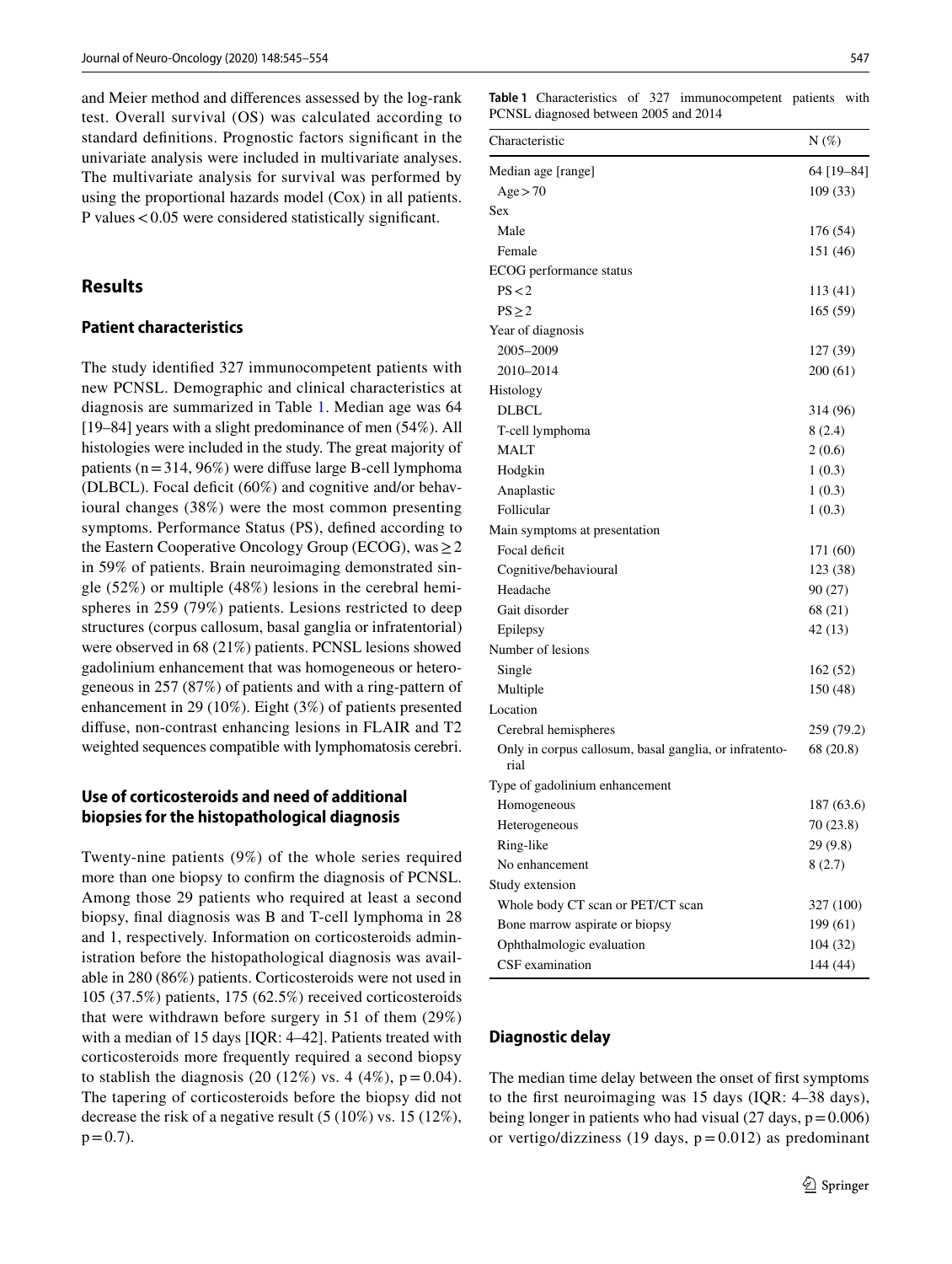and Meier method and differences assessed by the log-rank test. Overall survival (OS) was calculated according to standard definitions. Prognostic factors significant in the univariate analysis were included in multivariate analyses. The multivariate analysis for survival was performed by using the proportional hazards model (Cox) in all patients. P values < 0.05 were considered statistically significant.

## Results

### Patient characteristics

The study identified 327 immunocompetent patients with new PCNSL. Demographic and clinical characteristics at diagnosis are summarized in Table 1. Median age was 64 [19–84] years with a slight predominance of men (54%). All histologies were included in the study. The great majority of patients (n = 314, 96%) were diffuse large B-cell lymphoma (DLBCL). Focal deficit (60%) and cognitive and/or behavioural changes (38%) were the most common presenting symptoms. Performance Status (PS), defined according to the Eastern Cooperative Oncology Group (ECOG), was ≥ 2 in 59% of patients. Brain neuroimaging demonstrated single (52%) or multiple (48%) lesions in the cerebral hemispheres in 259 (79%) patients. Lesions restricted to deep structures (corpus callosum, basal ganglia or infratentorial) were observed in 68 (21%) patients. PCNSL lesions showed gadolinium enhancement that was homogeneous or heterogeneous in 257 (87%) of patients and with a ring-pattern of enhancement in 29 (10%). Eight (3%) of patients presented diffuse, non-contrast enhancing lesions in FLAIR and T2 weighted sequences compatible with lymphomatosis cerebri.

### Use of corticosteroids and need of additional biopsies for the histopathological diagnosis

Twenty-nine patients (9%) of the whole series required more than one biopsy to confirm the diagnosis of PCNSL. Among those 29 patients who required at least a second biopsy, final diagnosis was B and T-cell lymphoma in 28 and 1, respectively. Information on corticosteroids administration before the histopathological diagnosis was available in 280 (86%) patients. Corticosteroids were not used in 105 (37.5%) patients, 175 (62.5%) received corticosteroids that were withdrawn before surgery in 51 of them (29%) with a median of 15 days [IQR: 4–42]. Patients treated with corticosteroids more frequently required a second biopsy to stablish the diagnosis (20 (12%) vs. 4 (4%), p = 0.04). The tapering of corticosteroids before the biopsy did not decrease the risk of a negative result (5 (10%) vs. 15 (12%), p = 0.7).

**Table 1** Characteristics of 327 immunocompetent patients with PCNSL diagnosed between 2005 and 2014

| Characteristic | N (%) |
|---|---|
| Median age [range] | 64 [19–84] |
| Age > 70 | 109 (33) |
| Sex | |
| Male | 176 (54) |
| Female | 151 (46) |
| ECOG performance status | |
| PS < 2 | 113 (41) |
| PS ≥ 2 | 165 (59) |
| Year of diagnosis | |
| 2005–2009 | 127 (39) |
| 2010–2014 | 200 (61) |
| Histology | |
| DLBCL | 314 (96) |
| T-cell lymphoma | 8 (2.4) |
| MALT | 2 (0.6) |
| Hodgkin | 1 (0.3) |
| Anaplastic | 1 (0.3) |
| Follicular | 1 (0.3) |
| Main symptoms at presentation | |
| Focal deficit | 171 (60) |
| Cognitive/behavioural | 123 (38) |
| Headache | 90 (27) |
| Gait disorder | 68 (21) |
| Epilepsy | 42 (13) |
| Number of lesions | |
| Single | 162 (52) |
| Multiple | 150 (48) |
| Location | |
| Cerebral hemispheres | 259 (79.2) |
| Only in corpus callosum, basal ganglia, or infratentorial | 68 (20.8) |
| Type of gadolinium enhancement | |
| Homogeneous | 187 (63.6) |
| Heterogeneous | 70 (23.8) |
| Ring-like | 29 (9.8) |
| No enhancement | 8 (2.7) |
| Study extension | |
| Whole body CT scan or PET/CT scan | 327 (100) |
| Bone marrow aspirate or biopsy | 199 (61) |
| Ophthalmologic evaluation | 104 (32) |
| CSF examination | 144 (44) |

### Diagnostic delay

The median time delay between the onset of first symptoms to the first neuroimaging was 15 days (IQR: 4–38 days), being longer in patients who had visual (27 days, p = 0.006) or vertigo/dizziness (19 days, p = 0.012) as predominant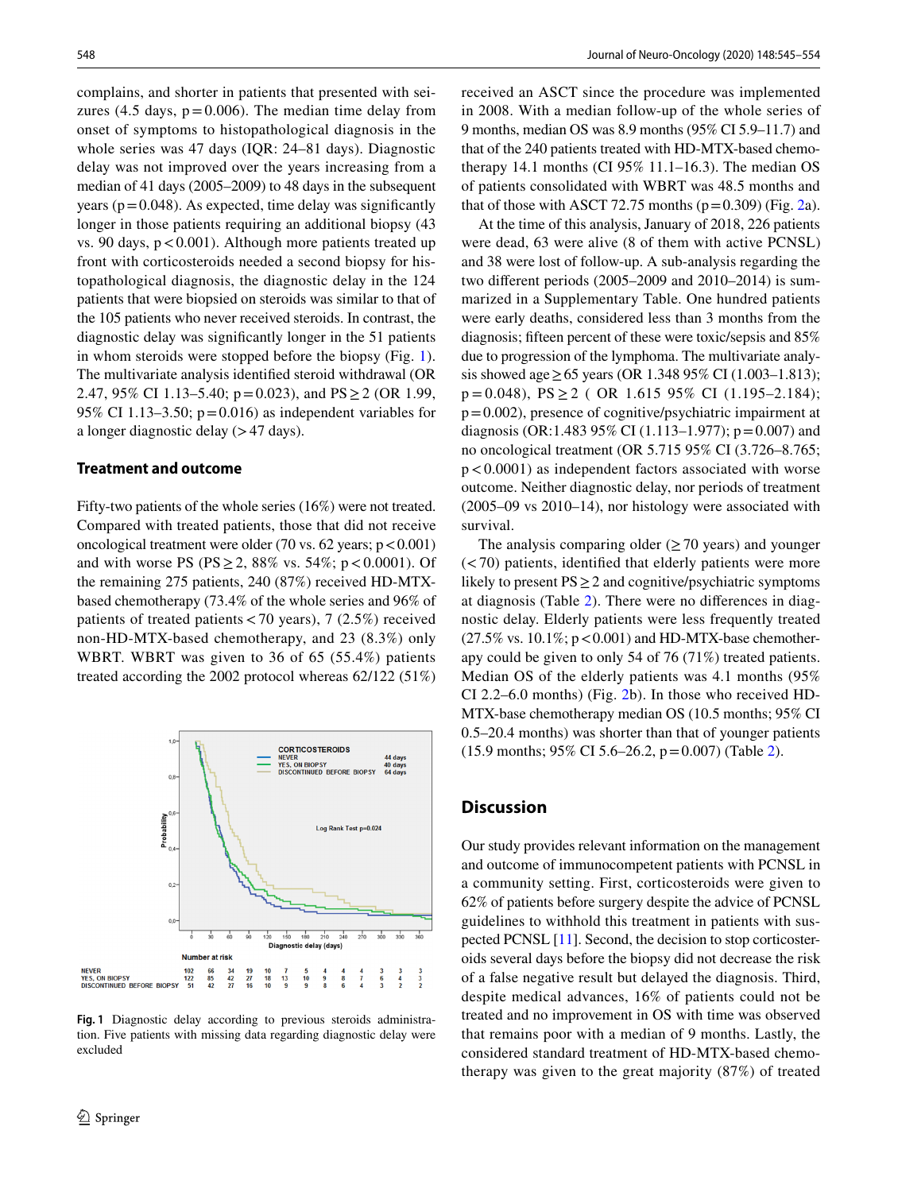complains, and shorter in patients that presented with seizures (4.5 days, p = 0.006). The median time delay from onset of symptoms to histopathological diagnosis in the whole series was 47 days (IQR: 24–81 days). Diagnostic delay was not improved over the years increasing from a median of 41 days (2005–2009) to 48 days in the subsequent years (p = 0.048). As expected, time delay was significantly longer in those patients requiring an additional biopsy (43 vs. 90 days, p < 0.001). Although more patients treated up front with corticosteroids needed a second biopsy for histopathological diagnosis, the diagnostic delay in the 124 patients that were biopsied on steroids was similar to that of the 105 patients who never received steroids. In contrast, the diagnostic delay was significantly longer in the 51 patients in whom steroids were stopped before the biopsy (Fig. 1). The multivariate analysis identified steroid withdrawal (OR 2.47, 95% CI 1.13–5.40; p = 0.023), and PS ≥ 2 (OR 1.99, 95% CI 1.13–3.50; p = 0.016) as independent variables for a longer diagnostic delay (> 47 days).

### Treatment and outcome

Fifty-two patients of the whole series (16%) were not treated. Compared with treated patients, those that did not receive oncological treatment were older (70 vs. 62 years; p < 0.001) and with worse PS (PS ≥ 2, 88% vs. 54%; p < 0.0001). Of the remaining 275 patients, 240 (87%) received HD-MTX-based chemotherapy (73.4% of the whole series and 96% of patients of treated patients < 70 years), 7 (2.5%) received non-HD-MTX-based chemotherapy, and 23 (8.3%) only WBRT. WBRT was given to 36 of 65 (55.4%) patients treated according the 2002 protocol whereas 62/122 (51%)

| | 0 | 30 | 60 | 90 | 120 | 150 | 180 | 210 | 240 | 270 | 300 | 330 | 360 |
|---|---|---|---|---|---|---|---|---|---|---|---|---|---|
| NEVER | 102 | 66 | 34 | 19 | 10 | 7 | 5 | 4 | 4 | 4 | 3 | 3 | 3 |
| YES, ON BIOPSY | 122 | 85 | 42 | 27 | 18 | 13 | 10 | 9 | 8 | 7 | 6 | 4 | 3 |
| DISCONTINUED BEFORE BIOPSY | 51 | 42 | 27 | 16 | 10 | 9 | 9 | 8 | 6 | 4 | 3 | 2 | 2 |

**Fig. 1** Diagnostic delay according to previous steroids administration. Five patients with missing data regarding diagnostic delay were excluded

received an ASCT since the procedure was implemented in 2008. With a median follow-up of the whole series of 9 months, median OS was 8.9 months (95% CI 5.9–11.7) and that of the 240 patients treated with HD-MTX-based chemotherapy 14.1 months (CI 95% 11.1–16.3). The median OS of patients consolidated with WBRT was 48.5 months and that of those with ASCT 72.75 months (p = 0.309) (Fig. 2a).

At the time of this analysis, January of 2018, 226 patients were dead, 63 were alive (8 of them with active PCNSL) and 38 were lost of follow-up. A sub-analysis regarding the two different periods (2005–2009 and 2010–2014) is summarized in a Supplementary Table. One hundred patients were early deaths, considered less than 3 months from the diagnosis; fifteen percent of these were toxic/sepsis and 85% due to progression of the lymphoma. The multivariate analysis showed age ≥ 65 years (OR 1.348 95% CI (1.003–1.813); p = 0.048), PS ≥ 2 ( OR 1.615 95% CI (1.195–2.184); p = 0.002), presence of cognitive/psychiatric impairment at diagnosis (OR:1.483 95% CI (1.113–1.977); p = 0.007) and no oncological treatment (OR 5.715 95% CI (3.726–8.765; p < 0.0001) as independent factors associated with worse outcome. Neither diagnostic delay, nor periods of treatment (2005–09 vs 2010–14), nor histology were associated with survival.

The analysis comparing older (≥ 70 years) and younger (< 70) patients, identified that elderly patients were more likely to present PS ≥ 2 and cognitive/psychiatric symptoms at diagnosis (Table 2). There were no differences in diagnostic delay. Elderly patients were less frequently treated (27.5% vs. 10.1%; p < 0.001) and HD-MTX-base chemotherapy could be given to only 54 of 76 (71%) treated patients. Median OS of the elderly patients was 4.1 months (95% CI 2.2–6.0 months) (Fig. 2b). In those who received HD-MTX-base chemotherapy median OS (10.5 months; 95% CI 0.5–20.4 months) was shorter than that of younger patients (15.9 months; 95% CI 5.6–26.2, p = 0.007) (Table 2).

## Discussion

Our study provides relevant information on the management and outcome of immunocompetent patients with PCNSL in a community setting. First, corticosteroids were given to 62% of patients before surgery despite the advice of PCNSL guidelines to withhold this treatment in patients with suspected PCNSL [11]. Second, the decision to stop corticosteroids several days before the biopsy did not decrease the risk of a false negative result but delayed the diagnosis. Third, despite medical advances, 16% of patients could not be treated and no improvement in OS with time was observed that remains poor with a median of 9 months. Lastly, the considered standard treatment of HD-MTX-based chemotherapy was given to the great majority (87%) of treated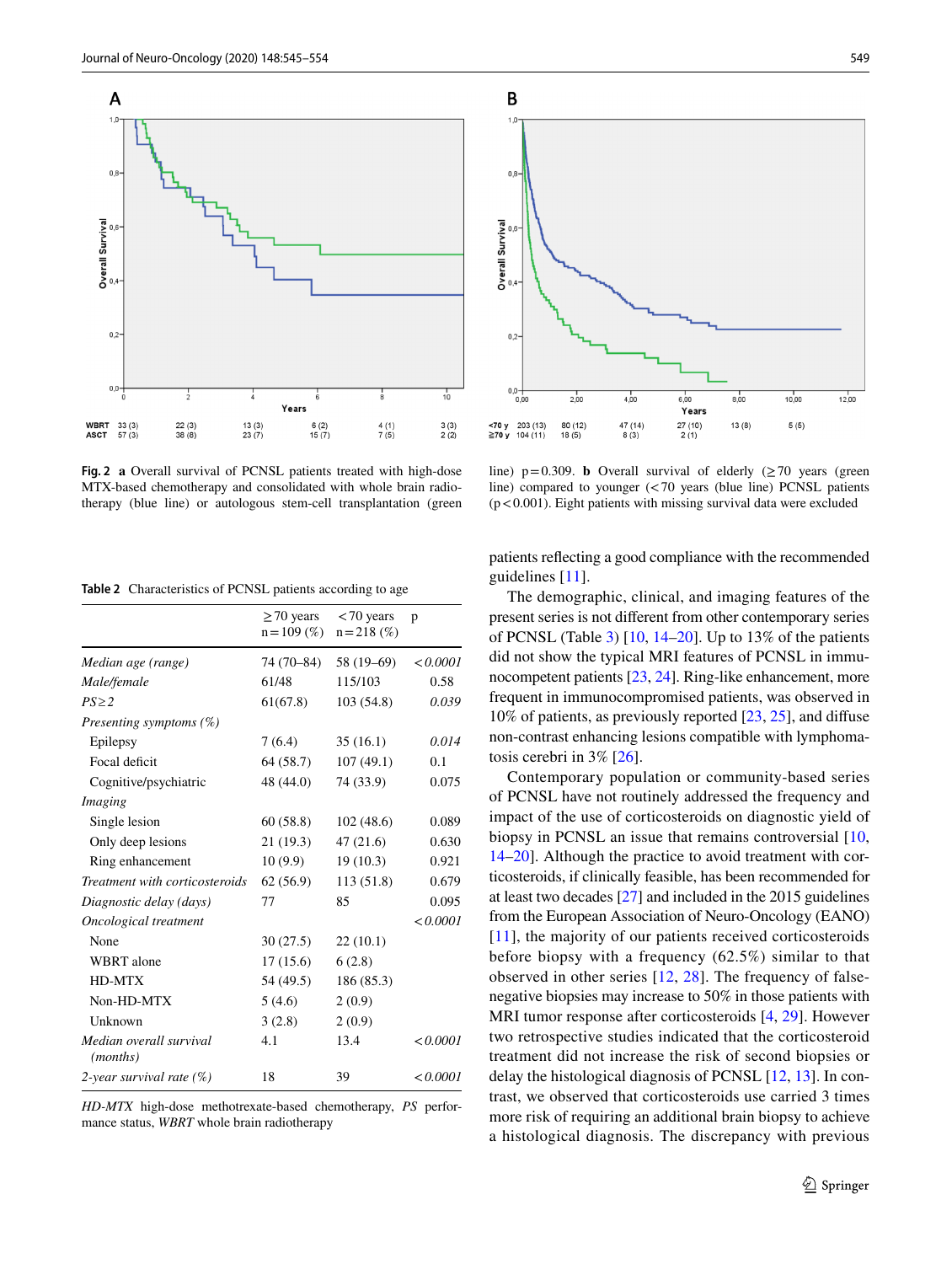Fig. 2 **a** Overall survival of PCNSL patients treated with high-dose MTX-based chemotherapy and consolidated with whole brain radiotherapy (blue line) or autologous stem-cell transplantation (green line) p = 0.309. **b** Overall survival of elderly (≥ 70 years (green line) compared to younger (< 70 years (blue line) PCNSL patients (p < 0.001). Eight patients with missing survival data were excluded

**Table 2** Characteristics of PCNSL patients according to age

| | ≥ 70 years n = 109 (%) | < 70 years n = 218 (%) | p |
|---|---|---|---|
| *Median age (range)* | 74 (70–84) | 58 (19–69) | *< 0.0001* |
| *Male/female* | 61/48 | 115/103 | 0.58 |
| *PS ≥ 2* | 61(67.8) | 103 (54.8) | *0.039* |
| *Presenting symptoms (%)* | | | |
| Epilepsy | 7 (6.4) | 35 (16.1) | *0.014* |
| Focal deficit | 64 (58.7) | 107 (49.1) | 0.1 |
| Cognitive/psychiatric | 48 (44.0) | 74 (33.9) | 0.075 |
| *Imaging* | | | |
| Single lesion | 60 (58.8) | 102 (48.6) | 0.089 |
| Only deep lesions | 21 (19.3) | 47 (21.6) | 0.630 |
| Ring enhancement | 10 (9.9) | 19 (10.3) | 0.921 |
| *Treatment with corticosteroids* | 62 (56.9) | 113 (51.8) | 0.679 |
| *Diagnostic delay (days)* | 77 | 85 | 0.095 |
| *Oncological treatment* | | | *< 0.0001* |
| None | 30 (27.5) | 22 (10.1) | |
| WBRT alone | 17 (15.6) | 6 (2.8) | |
| HD-MTX | 54 (49.5) | 186 (85.3) | |
| Non-HD-MTX | 5 (4.6) | 2 (0.9) | |
| Unknown | 3 (2.8) | 2 (0.9) | |
| *Median overall survival (months)* | 4.1 | 13.4 | *< 0.0001* |
| *2-year survival rate (%)* | 18 | 39 | *< 0.0001* |

*HD-MTX* high-dose methotrexate-based chemotherapy, *PS* performance status, *WBRT* whole brain radiotherapy

patients reflecting a good compliance with the recommended guidelines [11].

The demographic, clinical, and imaging features of the present series is not different from other contemporary series of PCNSL (Table 3) [10, 14–20]. Up to 13% of the patients did not show the typical MRI features of PCNSL in immunocompetent patients [23, 24]. Ring-like enhancement, more frequent in immunocompromised patients, was observed in 10% of patients, as previously reported [23, 25], and diffuse non-contrast enhancing lesions compatible with lymphomatosis cerebri in 3% [26].

Contemporary population or community-based series of PCNSL have not routinely addressed the frequency and impact of the use of corticosteroids on diagnostic yield of biopsy in PCNSL an issue that remains controversial [10, 14–20]. Although the practice to avoid treatment with corticosteroids, if clinically feasible, has been recommended for at least two decades [27] and included in the 2015 guidelines from the European Association of Neuro-Oncology (EANO) [11], the majority of our patients received corticosteroids before biopsy with a frequency (62.5%) similar to that observed in other series [12, 28]. The frequency of false-negative biopsies may increase to 50% in those patients with MRI tumor response after corticosteroids [4, 29]. However two retrospective studies indicated that the corticosteroid treatment did not increase the risk of second biopsies or delay the histological diagnosis of PCNSL [12, 13]. In contrast, we observed that corticosteroids use carried 3 times more risk of requiring an additional brain biopsy to achieve a histological diagnosis. The discrepancy with previous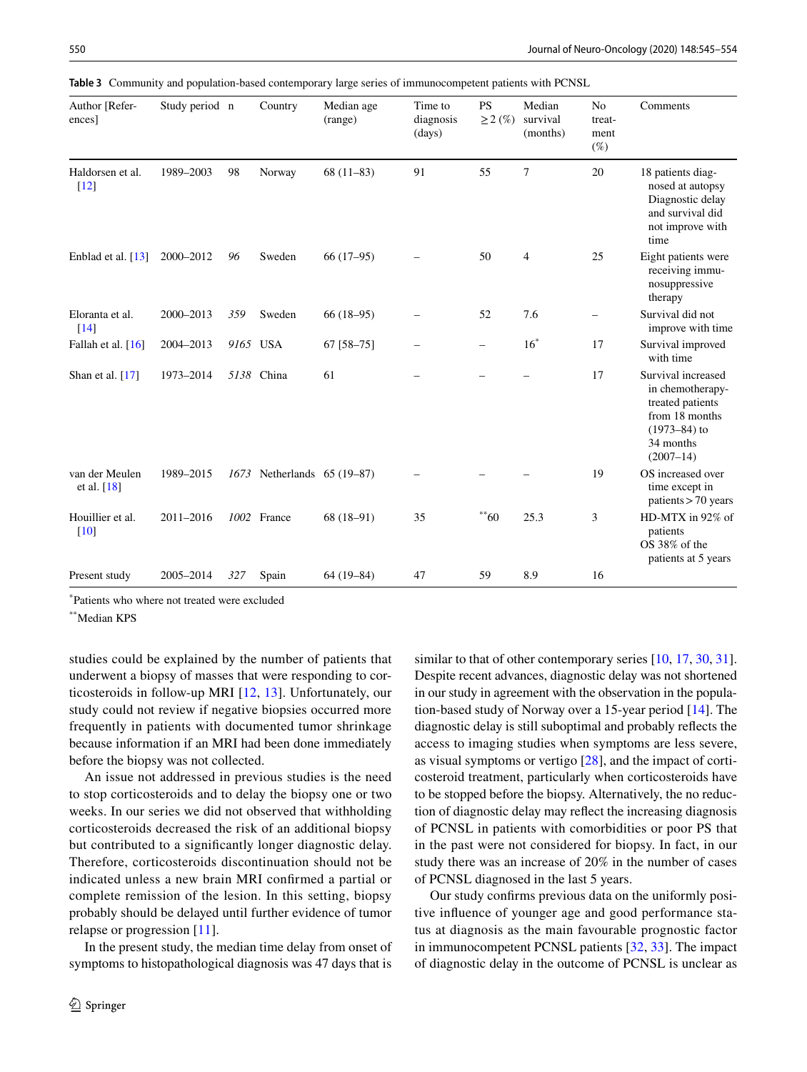**Table 3** Community and population-based contemporary large series of immunocompetent patients with PCNSL

| Author [References] | Study period | n | Country | Median age (range) | Time to diagnosis (days) | PS ≥ 2 (%) | Median survival (months) | No treatment (%) | Comments |
|---|---|---|---|---|---|---|---|---|---|
| Haldorsen et al. [12] | 1989–2003 | 98 | Norway | 68 (11–83) | 91 | 55 | 7 | 20 | 18 patients diagnosed at autopsy Diagnostic delay and survival did not improve with time |
| Enblad et al. [13] | 2000–2012 | *96* | Sweden | 66 (17–95) | – | 50 | 4 | 25 | Eight patients were receiving immunosuppressive therapy |
| Eloranta et al. [14] | 2000–2013 | *359* | Sweden | 66 (18–95) | – | 52 | 7.6 | – | Survival did not improve with time |
| Fallah et al. [16] | 2004–2013 | *9165* | USA | 67 [58–75] | – | – | 16* | 17 | Survival improved with time |
| Shan et al. [17] | 1973–2014 | *5138* | China | 61 | – | – | – | 17 | Survival increased in chemotherapy-treated patients from 18 months (1973–84) to 34 months (2007–14) |
| van der Meulen et al. [18] | 1989–2015 | *1673* | Netherlands | 65 (19–87) | – | – | – | 19 | OS increased over time except in patients > 70 years |
| Houillier et al. [10] | 2011–2016 | *1002* | France | 68 (18–91) | 35 | **60 | 25.3 | 3 | HD-MTX in 92% of patients OS 38% of the patients at 5 years |
| Present study | 2005–2014 | *327* | Spain | 64 (19–84) | 47 | 59 | 8.9 | 16 | |

*Patients who where not treated were excluded

**Median KPS

studies could be explained by the number of patients that underwent a biopsy of masses that were responding to corticosteroids in follow-up MRI [12, 13]. Unfortunately, our study could not review if negative biopsies occurred more frequently in patients with documented tumor shrinkage because information if an MRI had been done immediately before the biopsy was not collected.

An issue not addressed in previous studies is the need to stop corticosteroids and to delay the biopsy one or two weeks. In our series we did not observed that withholding corticosteroids decreased the risk of an additional biopsy but contributed to a significantly longer diagnostic delay. Therefore, corticosteroids discontinuation should not be indicated unless a new brain MRI confirmed a partial or complete remission of the lesion. In this setting, biopsy probably should be delayed until further evidence of tumor relapse or progression [11].

In the present study, the median time delay from onset of symptoms to histopathological diagnosis was 47 days that is similar to that of other contemporary series [10, 17, 30, 31]. Despite recent advances, diagnostic delay was not shortened in our study in agreement with the observation in the population-based study of Norway over a 15-year period [14]. The diagnostic delay is still suboptimal and probably reflects the access to imaging studies when symptoms are less severe, as visual symptoms or vertigo [28], and the impact of corticosteroid treatment, particularly when corticosteroids have to be stopped before the biopsy. Alternatively, the no reduction of diagnostic delay may reflect the increasing diagnosis of PCNSL in patients with comorbidities or poor PS that in the past were not considered for biopsy. In fact, in our study there was an increase of 20% in the number of cases of PCNSL diagnosed in the last 5 years.

Our study confirms previous data on the uniformly positive influence of younger age and good performance status at diagnosis as the main favourable prognostic factor in immunocompetent PCNSL patients [32, 33]. The impact of diagnostic delay in the outcome of PCNSL is unclear as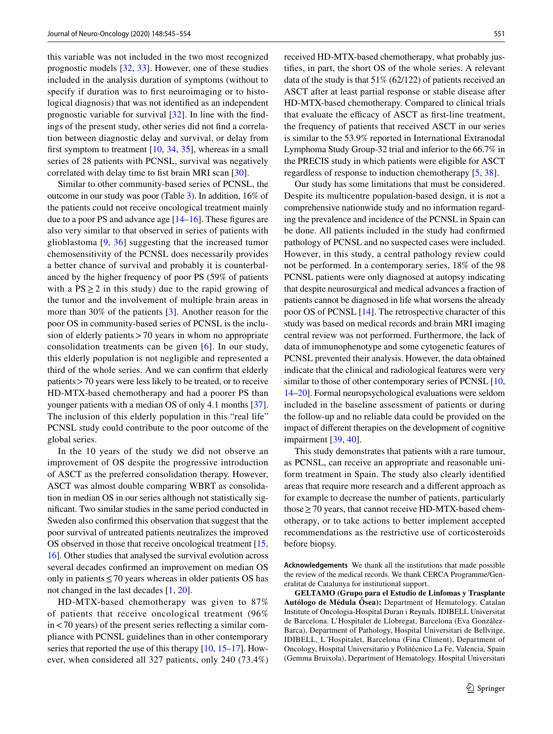this variable was not included in the two most recognized prognostic models [32, 33]. However, one of these studies included in the analysis duration of symptoms (without to specify if duration was to first neuroimaging or to histological diagnosis) that was not identified as an independent prognostic variable for survival [32]. In line with the findings of the present study, other series did not find a correlation between diagnostic delay and survival, or delay from first symptom to treatment [10, 34, 35], whereas in a small series of 28 patients with PCNSL, survival was negatively correlated with delay time to fist brain MRI scan [30].

Similar to other community-based series of PCNSL, the outcome in our study was poor (Table 3). In addition, 16% of the patients could not receive oncological treatment mainly due to a poor PS and advance age [14–16]. These figures are also very similar to that observed in series of patients with glioblastoma [9, 36] suggesting that the increased tumor chemosensitivity of the PCNSL does necessarily provides a better chance of survival and probably it is counterbalanced by the higher frequency of poor PS (59% of patients with a PS ≥ 2 in this study) due to the rapid growing of the tumor and the involvement of multiple brain areas in more than 30% of the patients [3]. Another reason for the poor OS in community-based series of PCNSL is the inclusion of elderly patients > 70 years in whom no appropriate consolidation treatments can be given [6]. In our study, this elderly population is not negligible and represented a third of the whole series. And we can confirm that elderly patients > 70 years were less likely to be treated, or to receive HD-MTX-based chemotherapy and had a poorer PS than younger patients with a median OS of only 4.1 months [37]. The inclusion of this elderly population in this "real life" PCNSL study could contribute to the poor outcome of the global series.

In the 10 years of the study we did not observe an improvement of OS despite the progressive introduction of ASCT as the preferred consolidation therapy. However, ASCT was almost double comparing WBRT as consolidation in median OS in our series although not statistically significant. Two similar studies in the same period conducted in Sweden also confirmed this observation that suggest that the poor survival of untreated patients neutralizes the improved OS observed in those that receive oncological treatment [15, 16]. Other studies that analysed the survival evolution across several decades confirmed an improvement on median OS only in patients ≤ 70 years whereas in older patients OS has not changed in the last decades [1, 20].

HD-MTX-based chemotherapy was given to 87% of patients that receive oncological treatment (96% in < 70 years) of the present series reflecting a similar compliance with PCNSL guidelines than in other contemporary series that reported the use of this therapy [10, 15–17]. However, when considered all 327 patients, only 240 (73.4%) received HD-MTX-based chemotherapy, what probably justifies, in part, the short OS of the whole series. A relevant data of the study is that 51% (62/122) of patients received an ASCT after at least partial response or stable disease after HD-MTX-based chemotherapy. Compared to clinical trials that evaluate the efficacy of ASCT as first-line treatment, the frequency of patients that received ASCT in our series is similar to the 53.9% reported in International Extranodal Lymphoma Study Group-32 trial and inferior to the 66.7% in the PRECIS study in which patients were eligible for ASCT regardless of response to induction chemotherapy [5, 38].

Our study has some limitations that must be considered. Despite its multicentre population-based design, it is not a comprehensive nationwide study and no information regarding the prevalence and incidence of the PCNSL in Spain can be done. All patients included in the study had confirmed pathology of PCNSL and no suspected cases were included. However, in this study, a central pathology review could not be performed. In a contemporary series, 18% of the 98 PCNSL patients were only diagnosed at autopsy indicating that despite neurosurgical and medical advances a fraction of patients cannot be diagnosed in life what worsens the already poor OS of PCNSL [14]. The retrospective character of this study was based on medical records and brain MRI imaging central review was not performed. Furthermore, the lack of data of immunophenotype and some cytogenetic features of PCNSL prevented their analysis. However, the data obtained indicate that the clinical and radiological features were very similar to those of other contemporary series of PCNSL [10, 14–20]. Formal neuropsychological evaluations were seldom included in the baseline assessment of patients or during the follow-up and no reliable data could be provided on the impact of different therapies on the development of cognitive impairment [39, 40].

This study demonstrates that patients with a rare tumour, as PCNSL, can receive an appropriate and reasonable uniform treatment in Spain. The study also clearly identified areas that require more research and a different approach as for example to decrease the number of patients, particularly those ≥ 70 years, that cannot receive HD-MTX-based chemotherapy, or to take actions to better implement accepted recommendations as the restrictive use of corticosteroids before biopsy.

**Acknowledgements** We thank all the institutions that made possible the review of the medical records. We thank CERCA Programme/Generalitat de Catalunya for institutional support.

**GELTAMO (Grupo para el Estudio de Linfomas y Trasplante Autólogo de Médula Ósea):** Department of Hematology. Catalan Institute of Oncologia-Hospital Duran i Reynals. IDIBELL Universitat de Barcelona. L'Hospitalet de Llobregat, Barcelona (Eva González-Barca), Department of Pathology, Hospital Universitari de Bellvitge, IDIBELL, L´Hospitalet, Barcelona (Fina Climent), Department of Oncology, Hospital Universitario y Politécnico La Fe, Valencia, Spain (Gemma Bruixola), Department of Hematology. Hospital Universitari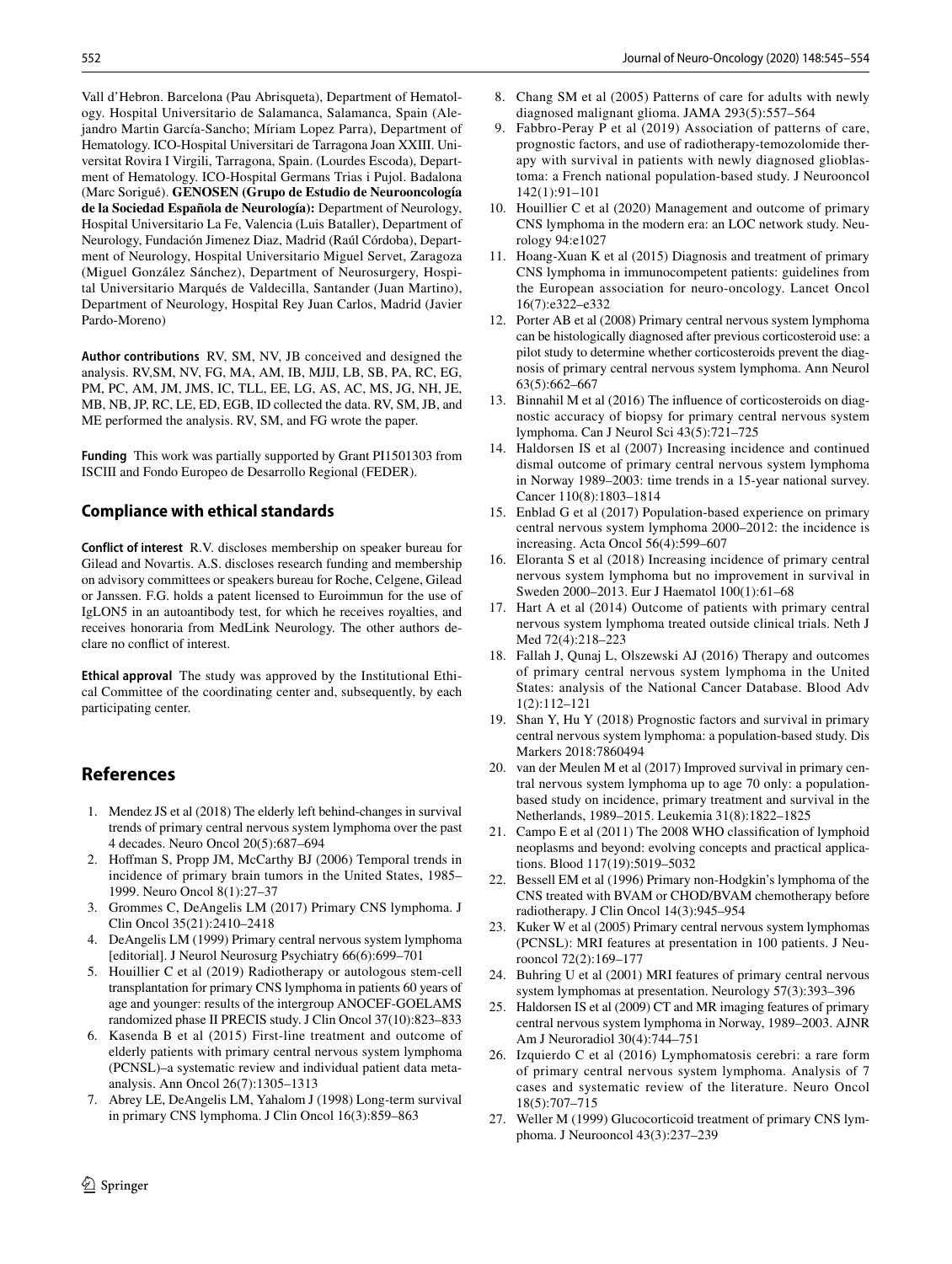Vall d'Hebron. Barcelona (Pau Abrisqueta), Department of Hematology. Hospital Universitario de Salamanca, Salamanca, Spain (Alejandro Martin García-Sancho; Míriam Lopez Parra), Department of Hematology. ICO-Hospital Universitari de Tarragona Joan XXIII. Universitat Rovira I Virgili, Tarragona, Spain. (Lourdes Escoda), Department of Hematology. ICO-Hospital Germans Trias i Pujol. Badalona (Marc Sorigué). **GENOSEN (Grupo de Estudio de Neurooncología de la Sociedad Española de Neurología):** Department of Neurology, Hospital Universitario La Fe, Valencia (Luis Bataller), Department of Neurology, Fundación Jimenez Diaz, Madrid (Raúl Córdoba), Department of Neurology, Hospital Universitario Miguel Servet, Zaragoza (Miguel González Sánchez), Department of Neurosurgery, Hospital Universitario Marqués de Valdecilla, Santander (Juan Martino), Department of Neurology, Hospital Rey Juan Carlos, Madrid (Javier Pardo-Moreno)

**Author contributions** RV, SM, NV, JB conceived and designed the analysis. RV,SM, NV, FG, MA, AM, IB, MJIJ, LB, SB, PA, RC, EG, PM, PC, AM, JM, JMS, IC, TLL, EE, LG, AS, AC, MS, JG, NH, JE, MB, NB, JP, RC, LE, ED, EGB, ID collected the data. RV, SM, JB, and ME performed the analysis. RV, SM, and FG wrote the paper.

**Funding** This work was partially supported by Grant PI1501303 from ISCIII and Fondo Europeo de Desarrollo Regional (FEDER).

## Compliance with ethical standards

**Conflict of interest** R.V. discloses membership on speaker bureau for Gilead and Novartis. A.S. discloses research funding and membership on advisory committees or speakers bureau for Roche, Celgene, Gilead or Janssen. F.G. holds a patent licensed to Euroimmun for the use of IgLON5 in an autoantibody test, for which he receives royalties, and receives honoraria from MedLink Neurology. The other authors declare no conflict of interest.

**Ethical approval** The study was approved by the Institutional Ethical Committee of the coordinating center and, subsequently, by each participating center.

## References

1. Mendez JS et al (2018) The elderly left behind-changes in survival trends of primary central nervous system lymphoma over the past 4 decades. Neuro Oncol 20(5):687–694
2. Hoffman S, Propp JM, McCarthy BJ (2006) Temporal trends in incidence of primary brain tumors in the United States, 1985–1999. Neuro Oncol 8(1):27–37
3. Grommes C, DeAngelis LM (2017) Primary CNS lymphoma. J Clin Oncol 35(21):2410–2418
4. DeAngelis LM (1999) Primary central nervous system lymphoma [editorial]. J Neurol Neurosurg Psychiatry 66(6):699–701
5. Houillier C et al (2019) Radiotherapy or autologous stem-cell transplantation for primary CNS lymphoma in patients 60 years of age and younger: results of the intergroup ANOCEF-GOELAMS randomized phase II PRECIS study. J Clin Oncol 37(10):823–833
6. Kasenda B et al (2015) First-line treatment and outcome of elderly patients with primary central nervous system lymphoma (PCNSL)–a systematic review and individual patient data meta-analysis. Ann Oncol 26(7):1305–1313
7. Abrey LE, DeAngelis LM, Yahalom J (1998) Long-term survival in primary CNS lymphoma. J Clin Oncol 16(3):859–863
8. Chang SM et al (2005) Patterns of care for adults with newly diagnosed malignant glioma. JAMA 293(5):557–564
9. Fabbro-Peray P et al (2019) Association of patterns of care, prognostic factors, and use of radiotherapy-temozolomide therapy with survival in patients with newly diagnosed glioblastoma: a French national population-based study. J Neurooncol 142(1):91–101
10. Houillier C et al (2020) Management and outcome of primary CNS lymphoma in the modern era: an LOC network study. Neurology 94:e1027
11. Hoang-Xuan K et al (2015) Diagnosis and treatment of primary CNS lymphoma in immunocompetent patients: guidelines from the European association for neuro-oncology. Lancet Oncol 16(7):e322–e332
12. Porter AB et al (2008) Primary central nervous system lymphoma can be histologically diagnosed after previous corticosteroid use: a pilot study to determine whether corticosteroids prevent the diagnosis of primary central nervous system lymphoma. Ann Neurol 63(5):662–667
13. Binnahil M et al (2016) The influence of corticosteroids on diagnostic accuracy of biopsy for primary central nervous system lymphoma. Can J Neurol Sci 43(5):721–725
14. Haldorsen IS et al (2007) Increasing incidence and continued dismal outcome of primary central nervous system lymphoma in Norway 1989–2003: time trends in a 15-year national survey. Cancer 110(8):1803–1814
15. Enblad G et al (2017) Population-based experience on primary central nervous system lymphoma 2000–2012: the incidence is increasing. Acta Oncol 56(4):599–607
16. Eloranta S et al (2018) Increasing incidence of primary central nervous system lymphoma but no improvement in survival in Sweden 2000–2013. Eur J Haematol 100(1):61–68
17. Hart A et al (2014) Outcome of patients with primary central nervous system lymphoma treated outside clinical trials. Neth J Med 72(4):218–223
18. Fallah J, Qunaj L, Olszewski AJ (2016) Therapy and outcomes of primary central nervous system lymphoma in the United States: analysis of the National Cancer Database. Blood Adv 1(2):112–121
19. Shan Y, Hu Y (2018) Prognostic factors and survival in primary central nervous system lymphoma: a population-based study. Dis Markers 2018:7860494
20. van der Meulen M et al (2017) Improved survival in primary central nervous system lymphoma up to age 70 only: a population-based study on incidence, primary treatment and survival in the Netherlands, 1989–2015. Leukemia 31(8):1822–1825
21. Campo E et al (2011) The 2008 WHO classification of lymphoid neoplasms and beyond: evolving concepts and practical applications. Blood 117(19):5019–5032
22. Bessell EM et al (1996) Primary non-Hodgkin's lymphoma of the CNS treated with BVAM or CHOD/BVAM chemotherapy before radiotherapy. J Clin Oncol 14(3):945–954
23. Kuker W et al (2005) Primary central nervous system lymphomas (PCNSL): MRI features at presentation in 100 patients. J Neurooncol 72(2):169–177
24. Buhring U et al (2001) MRI features of primary central nervous system lymphomas at presentation. Neurology 57(3):393–396
25. Haldorsen IS et al (2009) CT and MR imaging features of primary central nervous system lymphoma in Norway, 1989–2003. AJNR Am J Neuroradiol 30(4):744–751
26. Izquierdo C et al (2016) Lymphomatosis cerebri: a rare form of primary central nervous system lymphoma. Analysis of 7 cases and systematic review of the literature. Neuro Oncol 18(5):707–715
27. Weller M (1999) Glucocorticoid treatment of primary CNS lymphoma. J Neurooncol 43(3):237–239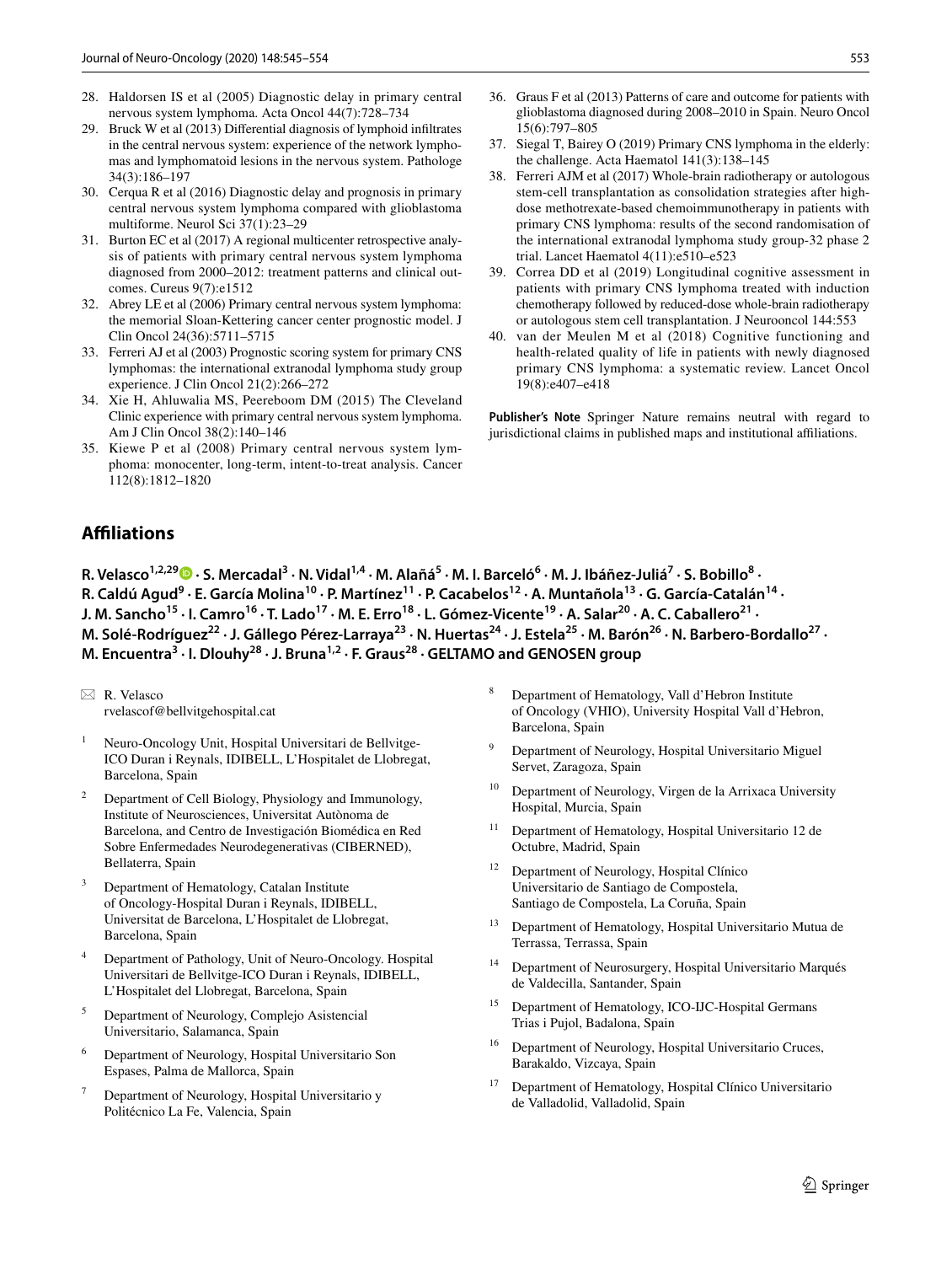28. Haldorsen IS et al (2005) Diagnostic delay in primary central nervous system lymphoma. Acta Oncol 44(7):728–734
29. Bruck W et al (2013) Differential diagnosis of lymphoid infiltrates in the central nervous system: experience of the network lymphomas and lymphomatoid lesions in the nervous system. Pathologe 34(3):186–197
30. Cerqua R et al (2016) Diagnostic delay and prognosis in primary central nervous system lymphoma compared with glioblastoma multiforme. Neurol Sci 37(1):23–29
31. Burton EC et al (2017) A regional multicenter retrospective analysis of patients with primary central nervous system lymphoma diagnosed from 2000–2012: treatment patterns and clinical outcomes. Cureus 9(7):e1512
32. Abrey LE et al (2006) Primary central nervous system lymphoma: the memorial Sloan-Kettering cancer center prognostic model. J Clin Oncol 24(36):5711–5715
33. Ferreri AJ et al (2003) Prognostic scoring system for primary CNS lymphomas: the international extranodal lymphoma study group experience. J Clin Oncol 21(2):266–272
34. Xie H, Ahluwalia MS, Peereboom DM (2015) The Cleveland Clinic experience with primary central nervous system lymphoma. Am J Clin Oncol 38(2):140–146
35. Kiewe P et al (2008) Primary central nervous system lymphoma: monocenter, long-term, intent-to-treat analysis. Cancer 112(8):1812–1820
36. Graus F et al (2013) Patterns of care and outcome for patients with glioblastoma diagnosed during 2008–2010 in Spain. Neuro Oncol 15(6):797–805
37. Siegal T, Bairey O (2019) Primary CNS lymphoma in the elderly: the challenge. Acta Haematol 141(3):138–145
38. Ferreri AJM et al (2017) Whole-brain radiotherapy or autologous stem-cell transplantation as consolidation strategies after high-dose methotrexate-based chemoimmunotherapy in patients with primary CNS lymphoma: results of the second randomisation of the international extranodal lymphoma study group-32 phase 2 trial. Lancet Haematol 4(11):e510–e523
39. Correa DD et al (2019) Longitudinal cognitive assessment in patients with primary CNS lymphoma treated with induction chemotherapy followed by reduced-dose whole-brain radiotherapy or autologous stem cell transplantation. J Neurooncol 144:553
40. van der Meulen M et al (2018) Cognitive functioning and health-related quality of life in patients with newly diagnosed primary CNS lymphoma: a systematic review. Lancet Oncol 19(8):e407–e418

**Publisher's Note** Springer Nature remains neutral with regard to jurisdictional claims in published maps and institutional affiliations.

## Affiliations

**R. Velasco[1,2,29] · S. Mercadal[3] · N. Vidal[1,4] · M. Alañá[5] · M. I. Barceló[6] · M. J. Ibáñez-Juliá[7] · S. Bobillo[8] · R. Caldú Agud[9] · E. García Molina[10] · P. Martínez[11] · P. Cacabelos[12] · A. Muntañola[13] · G. García-Catalán[14] · J. M. Sancho[15] · I. Camro[16] · T. Lado[17] · M. E. Erro[18] · L. Gómez-Vicente[19] · A. Salar[20] · A. C. Caballero[21] · M. Solé-Rodríguez[22] · J. Gállego Pérez-Larraya[23] · N. Huertas[24] · J. Estela[25] · M. Barón[26] · N. Barbero-Bordallo[27] · M. Encuentra[3] · I. Dlouhy[28] · J. Bruna[1,2] · F. Graus[28] · GELTAMO and GENOSEN group**

✉ R. Velasco
rvelascof@bellvitgehospital.cat

1. Neuro-Oncology Unit, Hospital Universitari de Bellvitge-ICO Duran i Reynals, IDIBELL, L'Hospitalet de Llobregat, Barcelona, Spain
2. Department of Cell Biology, Physiology and Immunology, Institute of Neurosciences, Universitat Autònoma de Barcelona, and Centro de Investigación Biomédica en Red Sobre Enfermedades Neurodegenerativas (CIBERNED), Bellaterra, Spain
3. Department of Hematology, Catalan Institute of Oncology-Hospital Duran i Reynals, IDIBELL, Universitat de Barcelona, L'Hospitalet de Llobregat, Barcelona, Spain
4. Department of Pathology, Unit of Neuro-Oncology. Hospital Universitari de Bellvitge-ICO Duran i Reynals, IDIBELL, L'Hospitalet del Llobregat, Barcelona, Spain
5. Department of Neurology, Complejo Asistencial Universitario, Salamanca, Spain
6. Department of Neurology, Hospital Universitario Son Espases, Palma de Mallorca, Spain
7. Department of Neurology, Hospital Universitario y Politécnico La Fe, Valencia, Spain
8. Department of Hematology, Vall d'Hebron Institute of Oncology (VHIO), University Hospital Vall d'Hebron, Barcelona, Spain
9. Department of Neurology, Hospital Universitario Miguel Servet, Zaragoza, Spain
10. Department of Neurology, Virgen de la Arrixaca University Hospital, Murcia, Spain
11. Department of Hematology, Hospital Universitario 12 de Octubre, Madrid, Spain
12. Department of Neurology, Hospital Clínico Universitario de Santiago de Compostela, Santiago de Compostela, La Coruña, Spain
13. Department of Hematology, Hospital Universitario Mutua de Terrassa, Terrassa, Spain
14. Department of Neurosurgery, Hospital Universitario Marqués de Valdecilla, Santander, Spain
15. Department of Hematology, ICO-IJC-Hospital Germans Trias i Pujol, Badalona, Spain
16. Department of Neurology, Hospital Universitario Cruces, Barakaldo, Vizcaya, Spain
17. Department of Hematology, Hospital Clínico Universitario de Valladolid, Valladolid, Spain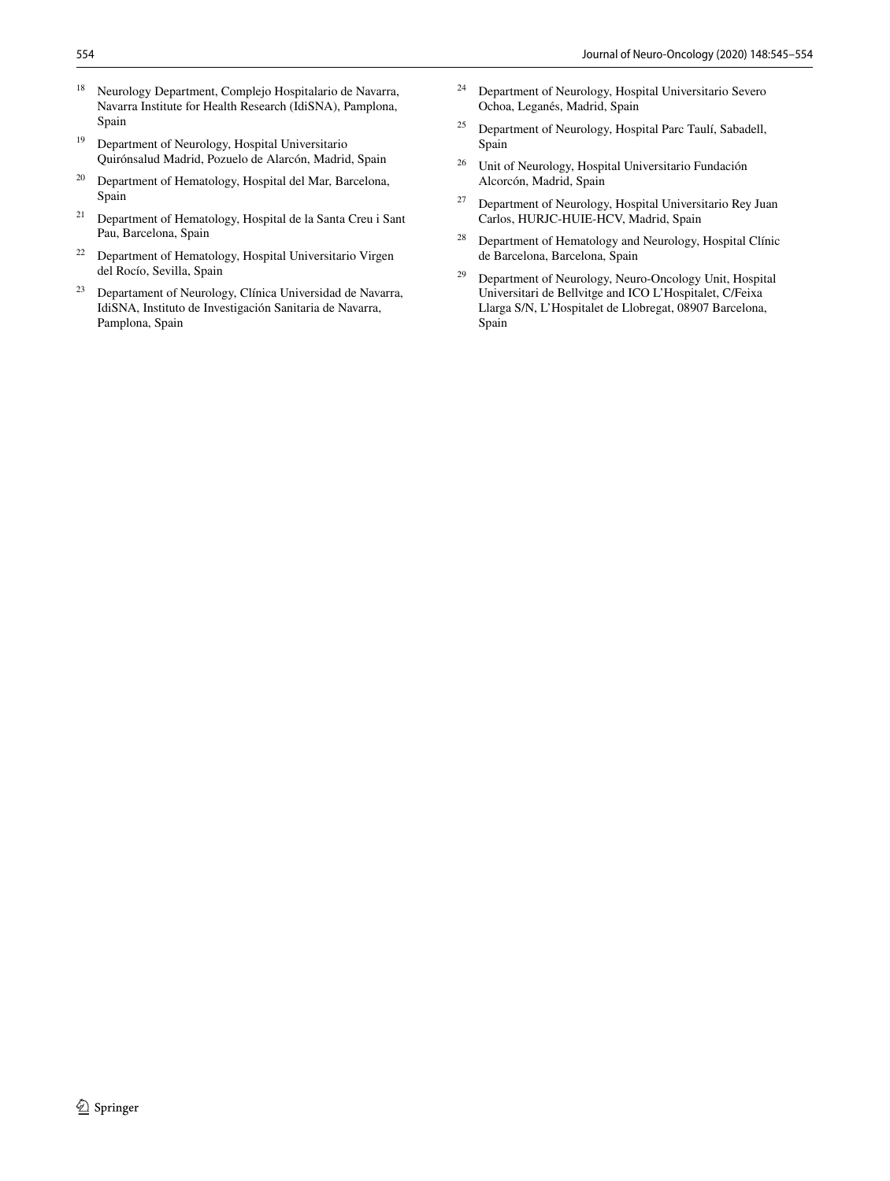[18] Neurology Department, Complejo Hospitalario de Navarra, Navarra Institute for Health Research (IdiSNA), Pamplona, Spain

[19] Department of Neurology, Hospital Universitario Quirónsalud Madrid, Pozuelo de Alarcón, Madrid, Spain

[20] Department of Hematology, Hospital del Mar, Barcelona, Spain

[21] Department of Hematology, Hospital de la Santa Creu i Sant Pau, Barcelona, Spain

[22] Department of Hematology, Hospital Universitario Virgen del Rocío, Sevilla, Spain

[23] Departament of Neurology, Clínica Universidad de Navarra, IdiSNA, Instituto de Investigación Sanitaria de Navarra, Pamplona, Spain

[24] Department of Neurology, Hospital Universitario Severo Ochoa, Leganés, Madrid, Spain

[25] Department of Neurology, Hospital Parc Taulí, Sabadell, Spain

[26] Unit of Neurology, Hospital Universitario Fundación Alcorcón, Madrid, Spain

[27] Department of Neurology, Hospital Universitario Rey Juan Carlos, HURJC-HUIE-HCV, Madrid, Spain

[28] Department of Hematology and Neurology, Hospital Clínic de Barcelona, Barcelona, Spain

[29] Department of Neurology, Neuro-Oncology Unit, Hospital Universitari de Bellvitge and ICO L'Hospitalet, C/Feixa Llarga S/N, L'Hospitalet de Llobregat, 08907 Barcelona, Spain